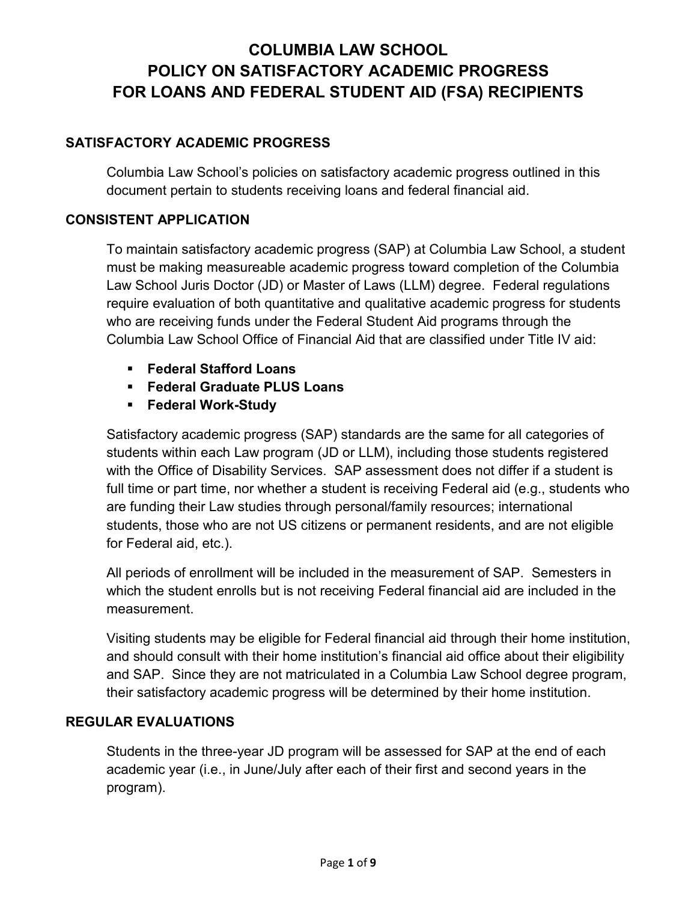# COLUMBIA LAW SCHOOL
# POLICY ON SATISFACTORY ACADEMIC PROGRESS
# FOR LOANS AND FEDERAL STUDENT AID (FSA) RECIPIENTS

## SATISFACTORY ACADEMIC PROGRESS

Columbia Law School's policies on satisfactory academic progress outlined in this document pertain to students receiving loans and federal financial aid.

## CONSISTENT APPLICATION

To maintain satisfactory academic progress (SAP) at Columbia Law School, a student must be making measureable academic progress toward completion of the Columbia Law School Juris Doctor (JD) or Master of Laws (LLM) degree. Federal regulations require evaluation of both quantitative and qualitative academic progress for students who are receiving funds under the Federal Student Aid programs through the Columbia Law School Office of Financial Aid that are classified under Title IV aid:

- **Federal Stafford Loans**
- **Federal Graduate PLUS Loans**
- **Federal Work-Study**

Satisfactory academic progress (SAP) standards are the same for all categories of students within each Law program (JD or LLM), including those students registered with the Office of Disability Services. SAP assessment does not differ if a student is full time or part time, nor whether a student is receiving Federal aid (e.g., students who are funding their Law studies through personal/family resources; international students, those who are not US citizens or permanent residents, and are not eligible for Federal aid, etc.).

All periods of enrollment will be included in the measurement of SAP. Semesters in which the student enrolls but is not receiving Federal financial aid are included in the measurement.

Visiting students may be eligible for Federal financial aid through their home institution, and should consult with their home institution's financial aid office about their eligibility and SAP. Since they are not matriculated in a Columbia Law School degree program, their satisfactory academic progress will be determined by their home institution.

## REGULAR EVALUATIONS

Students in the three-year JD program will be assessed for SAP at the end of each academic year (i.e., in June/July after each of their first and second years in the program).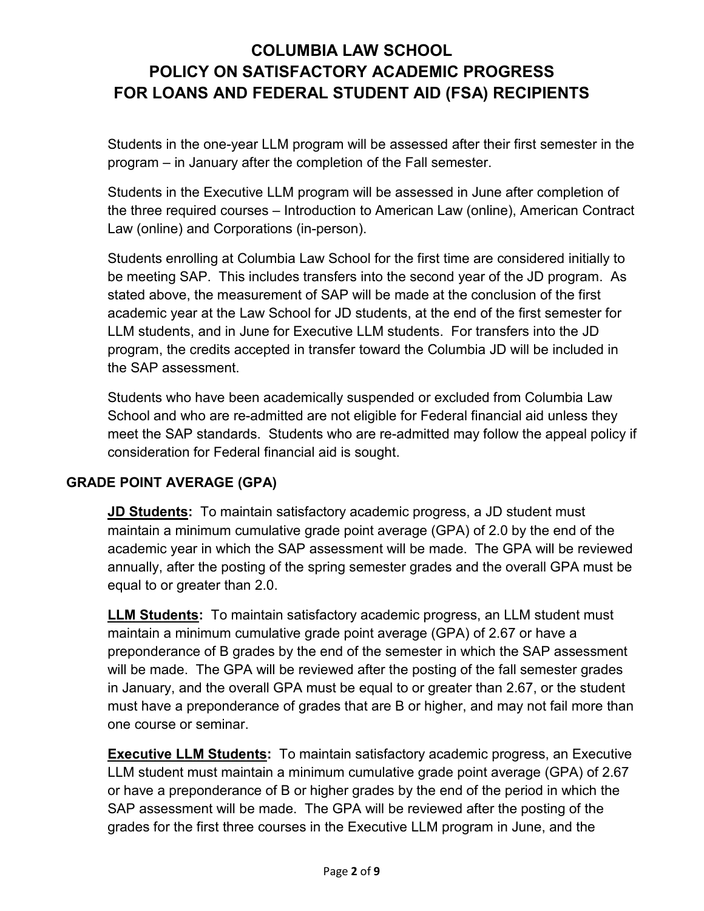Students in the one-year LLM program will be assessed after their first semester in the program – in January after the completion of the Fall semester.

Students in the Executive LLM program will be assessed in June after completion of the three required courses – Introduction to American Law (online), American Contract Law (online) and Corporations (in-person).

Students enrolling at Columbia Law School for the first time are considered initially to be meeting SAP. This includes transfers into the second year of the JD program. As stated above, the measurement of SAP will be made at the conclusion of the first academic year at the Law School for JD students, at the end of the first semester for LLM students, and in June for Executive LLM students. For transfers into the JD program, the credits accepted in transfer toward the Columbia JD will be included in the SAP assessment.

Students who have been academically suspended or excluded from Columbia Law School and who are re-admitted are not eligible for Federal financial aid unless they meet the SAP standards. Students who are re-admitted may follow the appeal policy if consideration for Federal financial aid is sought.

## GRADE POINT AVERAGE (GPA)

**JD Students:** To maintain satisfactory academic progress, a JD student must maintain a minimum cumulative grade point average (GPA) of 2.0 by the end of the academic year in which the SAP assessment will be made. The GPA will be reviewed annually, after the posting of the spring semester grades and the overall GPA must be equal to or greater than 2.0.

**LLM Students:** To maintain satisfactory academic progress, an LLM student must maintain a minimum cumulative grade point average (GPA) of 2.67 or have a preponderance of B grades by the end of the semester in which the SAP assessment will be made. The GPA will be reviewed after the posting of the fall semester grades in January, and the overall GPA must be equal to or greater than 2.67, or the student must have a preponderance of grades that are B or higher, and may not fail more than one course or seminar.

**Executive LLM Students:** To maintain satisfactory academic progress, an Executive LLM student must maintain a minimum cumulative grade point average (GPA) of 2.67 or have a preponderance of B or higher grades by the end of the period in which the SAP assessment will be made. The GPA will be reviewed after the posting of the grades for the first three courses in the Executive LLM program in June, and the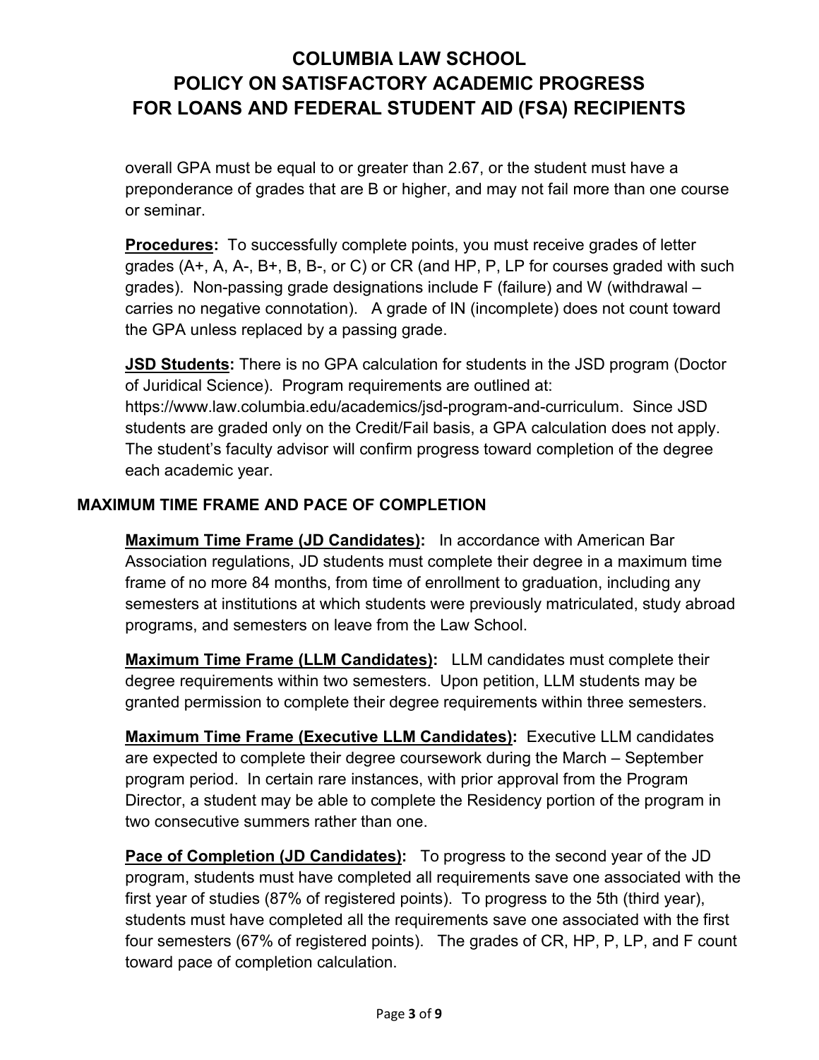overall GPA must be equal to or greater than 2.67, or the student must have a preponderance of grades that are B or higher, and may not fail more than one course or seminar.

**Procedures:** To successfully complete points, you must receive grades of letter grades (A+, A, A-, B+, B, B-, or C) or CR (and HP, P, LP for courses graded with such grades). Non-passing grade designations include F (failure) and W (withdrawal – carries no negative connotation). A grade of IN (incomplete) does not count toward the GPA unless replaced by a passing grade.

**JSD Students:** There is no GPA calculation for students in the JSD program (Doctor of Juridical Science). Program requirements are outlined at: https://www.law.columbia.edu/academics/jsd-program-and-curriculum. Since JSD students are graded only on the Credit/Fail basis, a GPA calculation does not apply. The student's faculty advisor will confirm progress toward completion of the degree each academic year.

## MAXIMUM TIME FRAME AND PACE OF COMPLETION

**Maximum Time Frame (JD Candidates):** In accordance with American Bar Association regulations, JD students must complete their degree in a maximum time frame of no more 84 months, from time of enrollment to graduation, including any semesters at institutions at which students were previously matriculated, study abroad programs, and semesters on leave from the Law School.

**Maximum Time Frame (LLM Candidates):** LLM candidates must complete their degree requirements within two semesters. Upon petition, LLM students may be granted permission to complete their degree requirements within three semesters.

**Maximum Time Frame (Executive LLM Candidates):** Executive LLM candidates are expected to complete their degree coursework during the March – September program period. In certain rare instances, with prior approval from the Program Director, a student may be able to complete the Residency portion of the program in two consecutive summers rather than one.

**Pace of Completion (JD Candidates):** To progress to the second year of the JD program, students must have completed all requirements save one associated with the first year of studies (87% of registered points). To progress to the 5th (third year), students must have completed all the requirements save one associated with the first four semesters (67% of registered points). The grades of CR, HP, P, LP, and F count toward pace of completion calculation.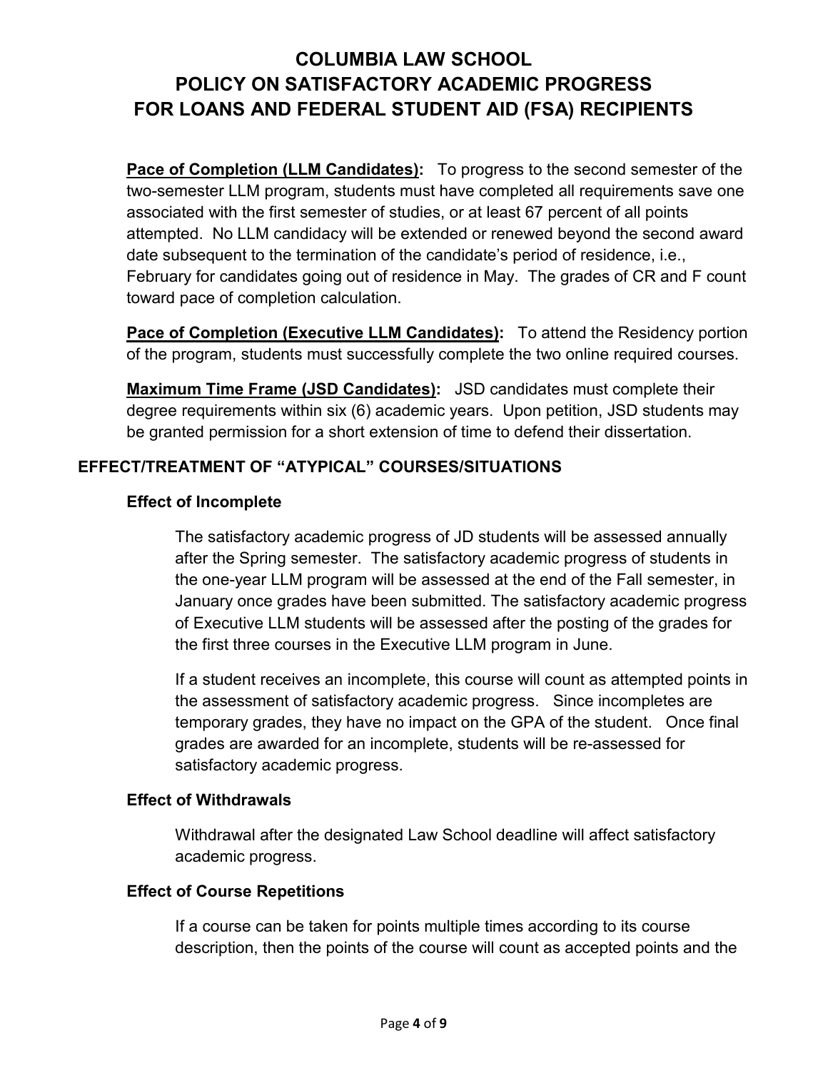**Pace of Completion (LLM Candidates):** To progress to the second semester of the two-semester LLM program, students must have completed all requirements save one associated with the first semester of studies, or at least 67 percent of all points attempted. No LLM candidacy will be extended or renewed beyond the second award date subsequent to the termination of the candidate's period of residence, i.e., February for candidates going out of residence in May. The grades of CR and F count toward pace of completion calculation.

**Pace of Completion (Executive LLM Candidates):** To attend the Residency portion of the program, students must successfully complete the two online required courses.

**Maximum Time Frame (JSD Candidates):** JSD candidates must complete their degree requirements within six (6) academic years. Upon petition, JSD students may be granted permission for a short extension of time to defend their dissertation.

## EFFECT/TREATMENT OF "ATYPICAL" COURSES/SITUATIONS

### Effect of Incomplete

The satisfactory academic progress of JD students will be assessed annually after the Spring semester. The satisfactory academic progress of students in the one-year LLM program will be assessed at the end of the Fall semester, in January once grades have been submitted. The satisfactory academic progress of Executive LLM students will be assessed after the posting of the grades for the first three courses in the Executive LLM program in June.

If a student receives an incomplete, this course will count as attempted points in the assessment of satisfactory academic progress. Since incompletes are temporary grades, they have no impact on the GPA of the student. Once final grades are awarded for an incomplete, students will be re-assessed for satisfactory academic progress.

### Effect of Withdrawals

Withdrawal after the designated Law School deadline will affect satisfactory academic progress.

### Effect of Course Repetitions

If a course can be taken for points multiple times according to its course description, then the points of the course will count as accepted points and the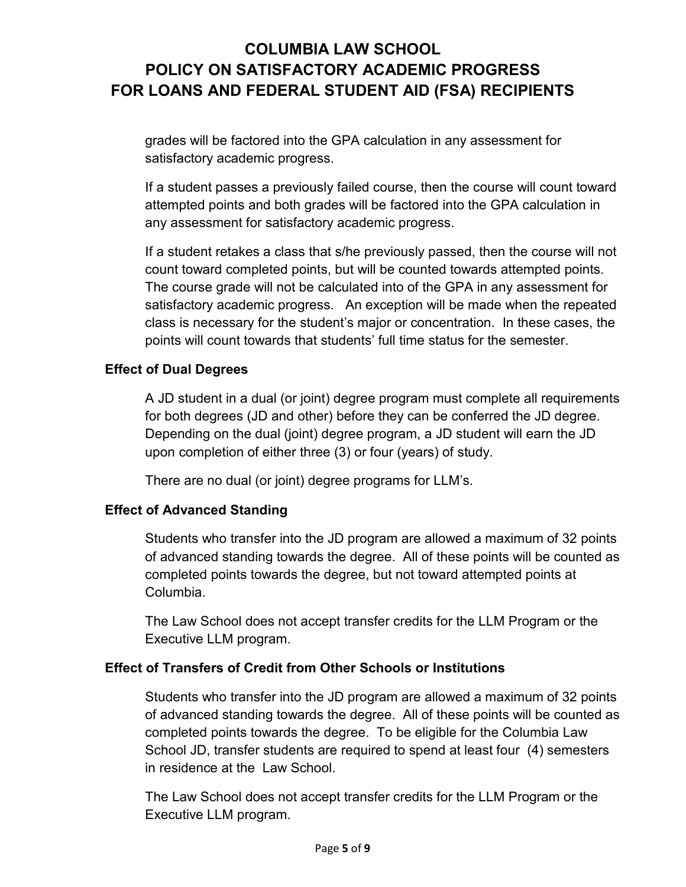grades will be factored into the GPA calculation in any assessment for satisfactory academic progress.

If a student passes a previously failed course, then the course will count toward attempted points and both grades will be factored into the GPA calculation in any assessment for satisfactory academic progress.

If a student retakes a class that s/he previously passed, then the course will not count toward completed points, but will be counted towards attempted points. The course grade will not be calculated into of the GPA in any assessment for satisfactory academic progress. An exception will be made when the repeated class is necessary for the student's major or concentration. In these cases, the points will count towards that students' full time status for the semester.

### Effect of Dual Degrees

A JD student in a dual (or joint) degree program must complete all requirements for both degrees (JD and other) before they can be conferred the JD degree. Depending on the dual (joint) degree program, a JD student will earn the JD upon completion of either three (3) or four (years) of study.

There are no dual (or joint) degree programs for LLM's.

### Effect of Advanced Standing

Students who transfer into the JD program are allowed a maximum of 32 points of advanced standing towards the degree. All of these points will be counted as completed points towards the degree, but not toward attempted points at Columbia.

The Law School does not accept transfer credits for the LLM Program or the Executive LLM program.

### Effect of Transfers of Credit from Other Schools or Institutions

Students who transfer into the JD program are allowed a maximum of 32 points of advanced standing towards the degree. All of these points will be counted as completed points towards the degree. To be eligible for the Columbia Law School JD, transfer students are required to spend at least four (4) semesters in residence at the Law School.

The Law School does not accept transfer credits for the LLM Program or the Executive LLM program.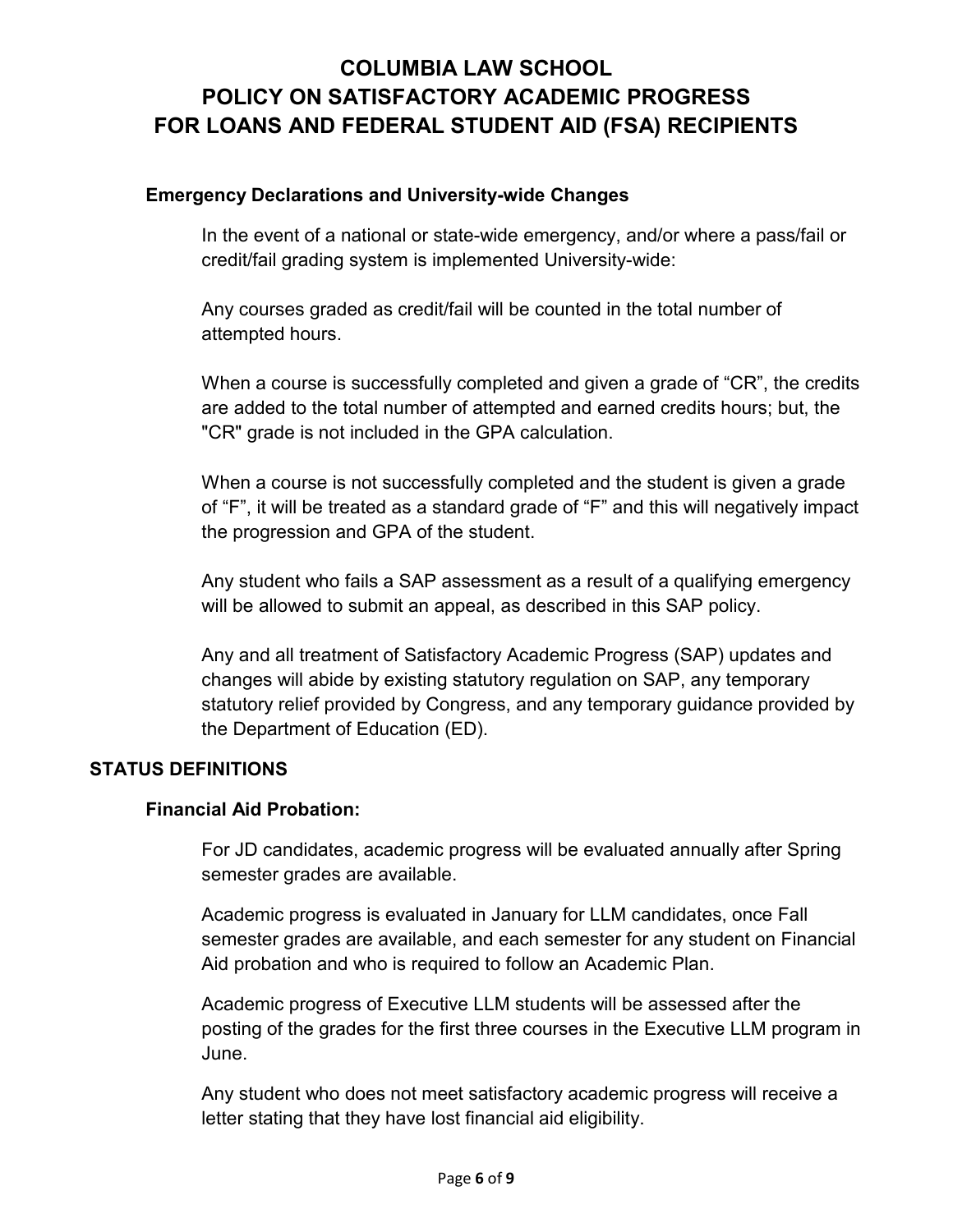# COLUMBIA LAW SCHOOL
# POLICY ON SATISFACTORY ACADEMIC PROGRESS
# FOR LOANS AND FEDERAL STUDENT AID (FSA) RECIPIENTS

### Emergency Declarations and University-wide Changes

In the event of a national or state-wide emergency, and/or where a pass/fail or credit/fail grading system is implemented University-wide:

Any courses graded as credit/fail will be counted in the total number of attempted hours.

When a course is successfully completed and given a grade of "CR", the credits are added to the total number of attempted and earned credits hours; but, the "CR" grade is not included in the GPA calculation.

When a course is not successfully completed and the student is given a grade of "F", it will be treated as a standard grade of "F" and this will negatively impact the progression and GPA of the student.

Any student who fails a SAP assessment as a result of a qualifying emergency will be allowed to submit an appeal, as described in this SAP policy.

Any and all treatment of Satisfactory Academic Progress (SAP) updates and changes will abide by existing statutory regulation on SAP, any temporary statutory relief provided by Congress, and any temporary guidance provided by the Department of Education (ED).

## STATUS DEFINITIONS

### Financial Aid Probation:

For JD candidates, academic progress will be evaluated annually after Spring semester grades are available.

Academic progress is evaluated in January for LLM candidates, once Fall semester grades are available, and each semester for any student on Financial Aid probation and who is required to follow an Academic Plan.

Academic progress of Executive LLM students will be assessed after the posting of the grades for the first three courses in the Executive LLM program in June.

Any student who does not meet satisfactory academic progress will receive a letter stating that they have lost financial aid eligibility.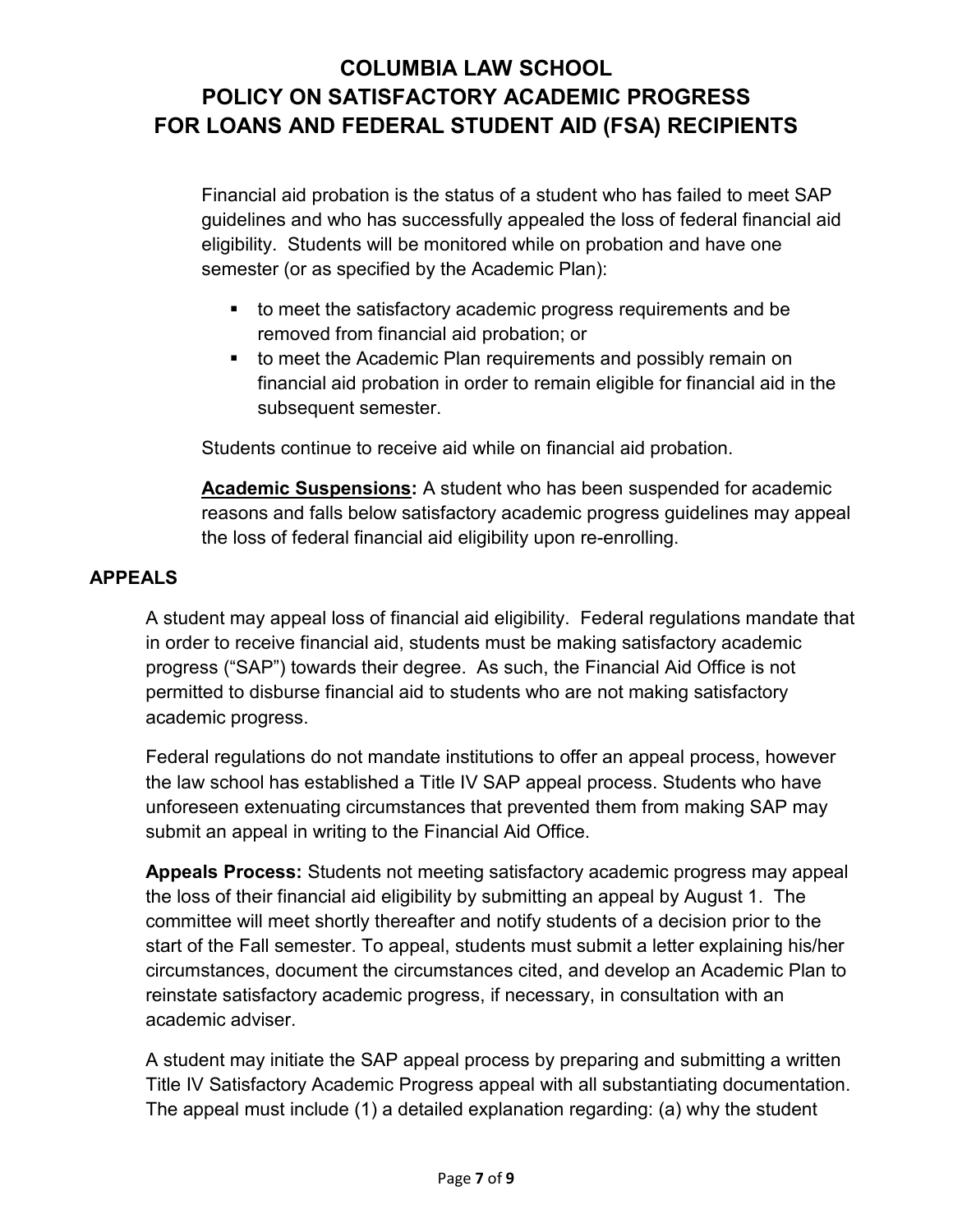Financial aid probation is the status of a student who has failed to meet SAP guidelines and who has successfully appealed the loss of federal financial aid eligibility. Students will be monitored while on probation and have one semester (or as specified by the Academic Plan):

- to meet the satisfactory academic progress requirements and be removed from financial aid probation; or
- to meet the Academic Plan requirements and possibly remain on financial aid probation in order to remain eligible for financial aid in the subsequent semester.

Students continue to receive aid while on financial aid probation.

**Academic Suspensions:** A student who has been suspended for academic reasons and falls below satisfactory academic progress guidelines may appeal the loss of federal financial aid eligibility upon re-enrolling.

## APPEALS

A student may appeal loss of financial aid eligibility. Federal regulations mandate that in order to receive financial aid, students must be making satisfactory academic progress ("SAP") towards their degree. As such, the Financial Aid Office is not permitted to disburse financial aid to students who are not making satisfactory academic progress.

Federal regulations do not mandate institutions to offer an appeal process, however the law school has established a Title IV SAP appeal process. Students who have unforeseen extenuating circumstances that prevented them from making SAP may submit an appeal in writing to the Financial Aid Office.

**Appeals Process:** Students not meeting satisfactory academic progress may appeal the loss of their financial aid eligibility by submitting an appeal by August 1. The committee will meet shortly thereafter and notify students of a decision prior to the start of the Fall semester. To appeal, students must submit a letter explaining his/her circumstances, document the circumstances cited, and develop an Academic Plan to reinstate satisfactory academic progress, if necessary, in consultation with an academic adviser.

A student may initiate the SAP appeal process by preparing and submitting a written Title IV Satisfactory Academic Progress appeal with all substantiating documentation. The appeal must include (1) a detailed explanation regarding: (a) why the student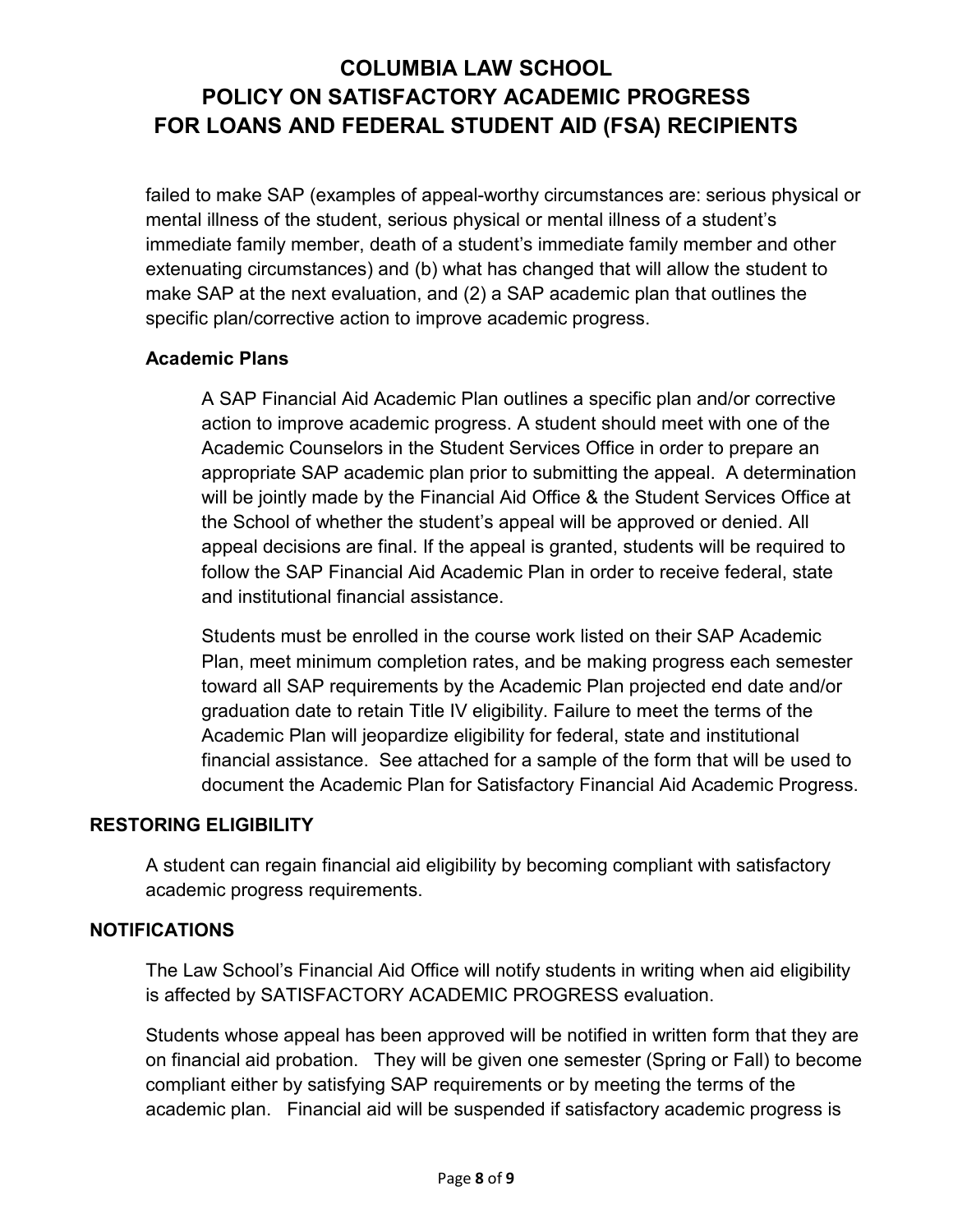failed to make SAP (examples of appeal-worthy circumstances are: serious physical or mental illness of the student, serious physical or mental illness of a student's immediate family member, death of a student's immediate family member and other extenuating circumstances) and (b) what has changed that will allow the student to make SAP at the next evaluation, and (2) a SAP academic plan that outlines the specific plan/corrective action to improve academic progress.

### Academic Plans

A SAP Financial Aid Academic Plan outlines a specific plan and/or corrective action to improve academic progress. A student should meet with one of the Academic Counselors in the Student Services Office in order to prepare an appropriate SAP academic plan prior to submitting the appeal. A determination will be jointly made by the Financial Aid Office & the Student Services Office at the School of whether the student's appeal will be approved or denied. All appeal decisions are final. If the appeal is granted, students will be required to follow the SAP Financial Aid Academic Plan in order to receive federal, state and institutional financial assistance.

Students must be enrolled in the course work listed on their SAP Academic Plan, meet minimum completion rates, and be making progress each semester toward all SAP requirements by the Academic Plan projected end date and/or graduation date to retain Title IV eligibility. Failure to meet the terms of the Academic Plan will jeopardize eligibility for federal, state and institutional financial assistance. See attached for a sample of the form that will be used to document the Academic Plan for Satisfactory Financial Aid Academic Progress.

## RESTORING ELIGIBILITY

A student can regain financial aid eligibility by becoming compliant with satisfactory academic progress requirements.

## NOTIFICATIONS

The Law School's Financial Aid Office will notify students in writing when aid eligibility is affected by SATISFACTORY ACADEMIC PROGRESS evaluation.

Students whose appeal has been approved will be notified in written form that they are on financial aid probation. They will be given one semester (Spring or Fall) to become compliant either by satisfying SAP requirements or by meeting the terms of the academic plan. Financial aid will be suspended if satisfactory academic progress is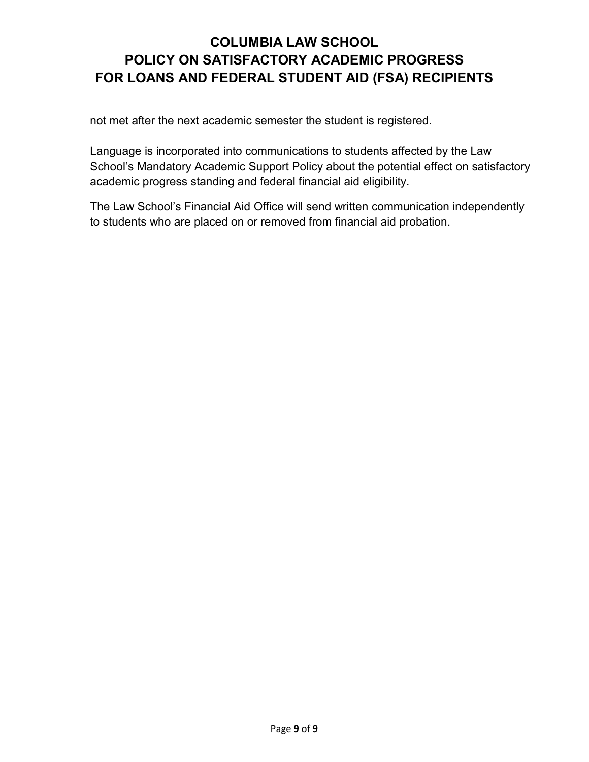not met after the next academic semester the student is registered.

Language is incorporated into communications to students affected by the Law School's Mandatory Academic Support Policy about the potential effect on satisfactory academic progress standing and federal financial aid eligibility.

The Law School's Financial Aid Office will send written communication independently to students who are placed on or removed from financial aid probation.